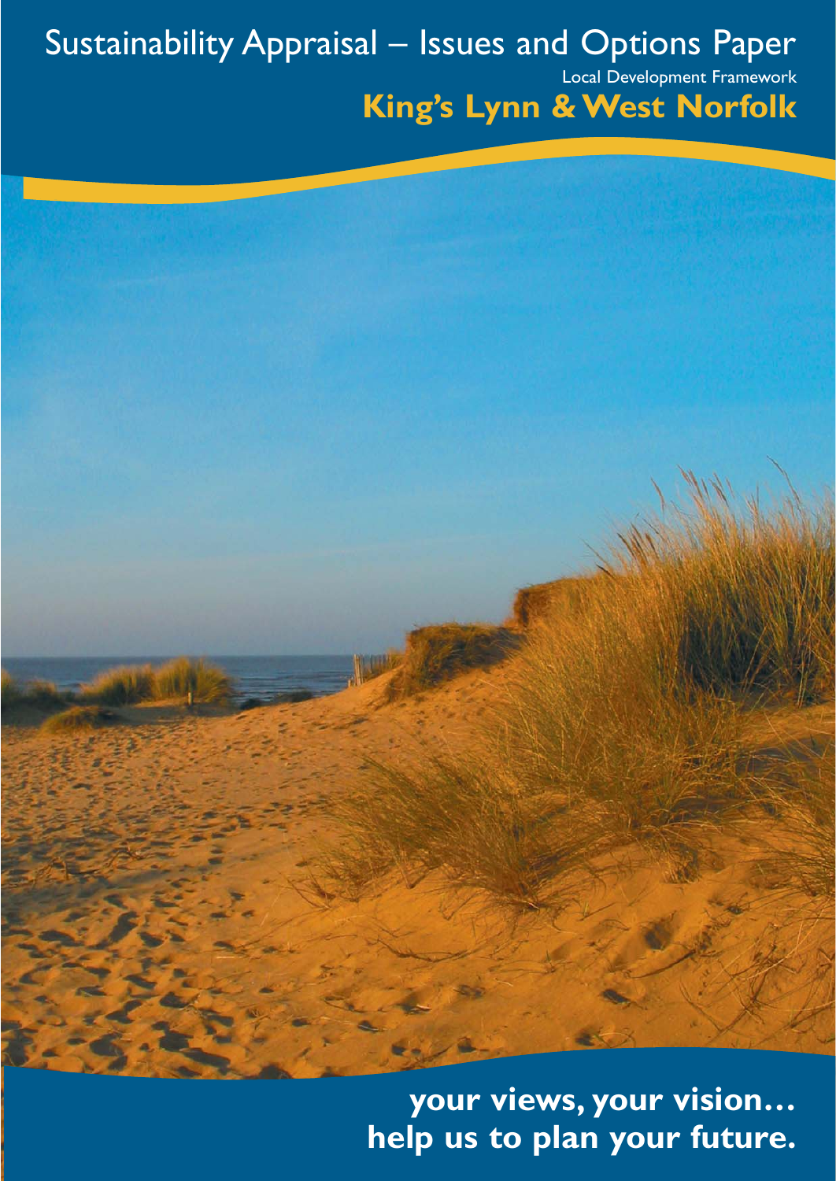# Sustainability Appraisal – Issues and Options Paper

Local Development Framework

**King's Lynn & West Norfolk**

**your views, your vision…**
**help us to plan your future.**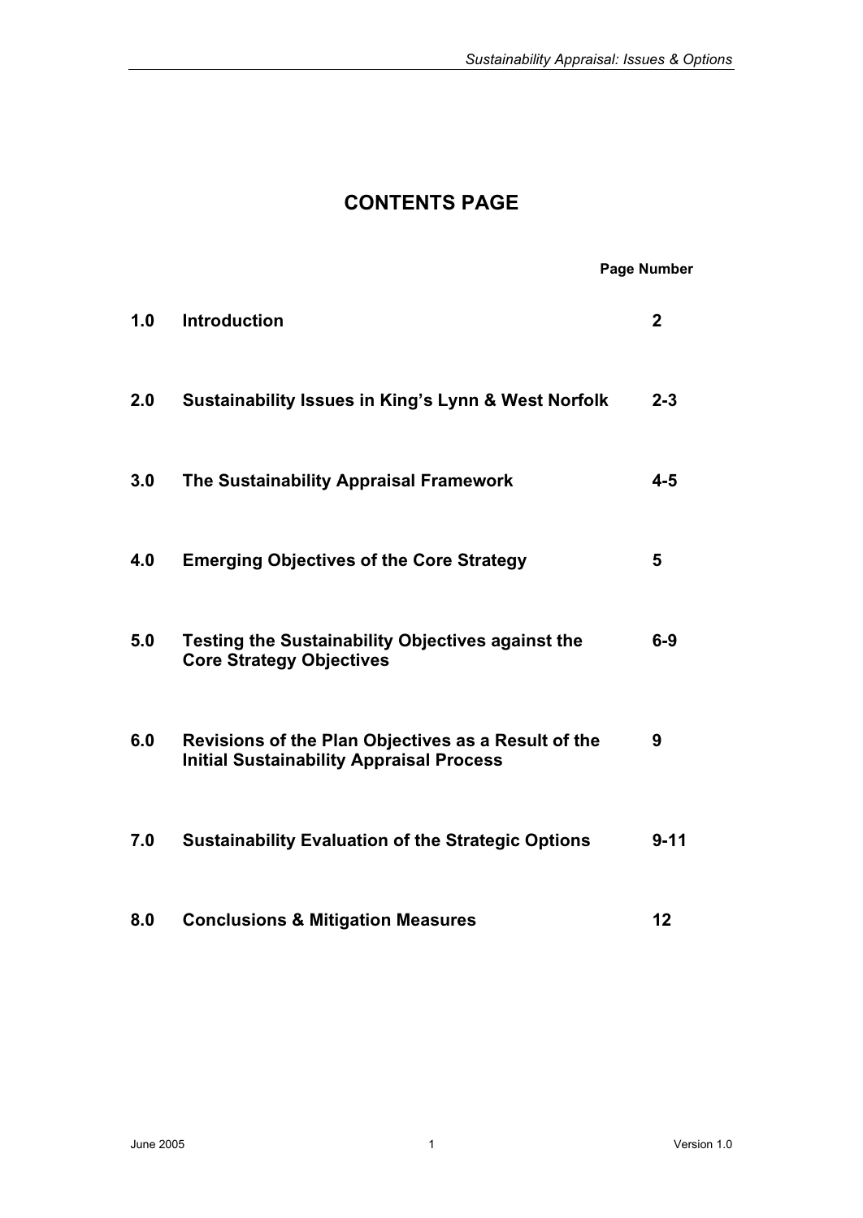# CONTENTS PAGE

| | | Page Number |
|---|---|---|
| **1.0** | **Introduction** | **2** |
| **2.0** | **Sustainability Issues in King's Lynn & West Norfolk** | **2-3** |
| **3.0** | **The Sustainability Appraisal Framework** | **4-5** |
| **4.0** | **Emerging Objectives of the Core Strategy** | **5** |
| **5.0** | **Testing the Sustainability Objectives against the Core Strategy Objectives** | **6-9** |
| **6.0** | **Revisions of the Plan Objectives as a Result of the Initial Sustainability Appraisal Process** | **9** |
| **7.0** | **Sustainability Evaluation of the Strategic Options** | **9-11** |
| **8.0** | **Conclusions & Mitigation Measures** | **12** |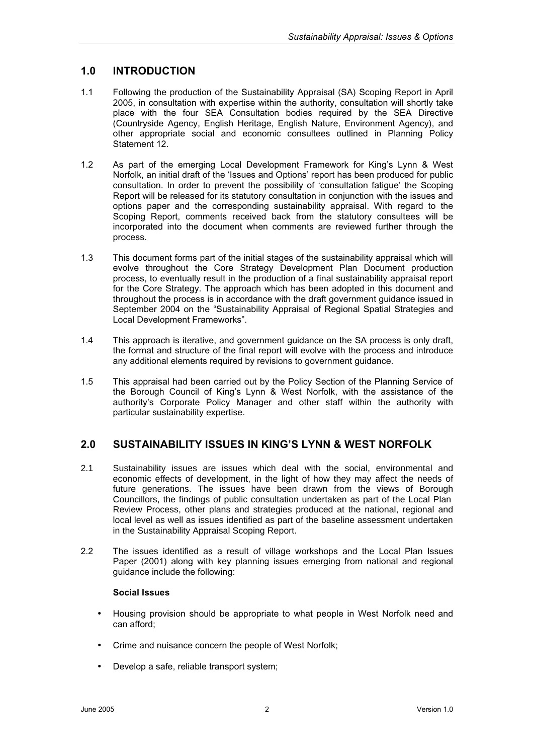## 1.0 INTRODUCTION

1.1 Following the production of the Sustainability Appraisal (SA) Scoping Report in April 2005, in consultation with expertise within the authority, consultation will shortly take place with the four SEA Consultation bodies required by the SEA Directive (Countryside Agency, English Heritage, English Nature, Environment Agency), and other appropriate social and economic consultees outlined in Planning Policy Statement 12.

1.2 As part of the emerging Local Development Framework for King's Lynn & West Norfolk, an initial draft of the 'Issues and Options' report has been produced for public consultation. In order to prevent the possibility of 'consultation fatigue' the Scoping Report will be released for its statutory consultation in conjunction with the issues and options paper and the corresponding sustainability appraisal. With regard to the Scoping Report, comments received back from the statutory consultees will be incorporated into the document when comments are reviewed further through the process.

1.3 This document forms part of the initial stages of the sustainability appraisal which will evolve throughout the Core Strategy Development Plan Document production process, to eventually result in the production of a final sustainability appraisal report for the Core Strategy. The approach which has been adopted in this document and throughout the process is in accordance with the draft government guidance issued in September 2004 on the "Sustainability Appraisal of Regional Spatial Strategies and Local Development Frameworks".

1.4 This approach is iterative, and government guidance on the SA process is only draft, the format and structure of the final report will evolve with the process and introduce any additional elements required by revisions to government guidance.

1.5 This appraisal had been carried out by the Policy Section of the Planning Service of the Borough Council of King's Lynn & West Norfolk, with the assistance of the authority's Corporate Policy Manager and other staff within the authority with particular sustainability expertise.

## 2.0 SUSTAINABILITY ISSUES IN KING'S LYNN & WEST NORFOLK

2.1 Sustainability issues are issues which deal with the social, environmental and economic effects of development, in the light of how they may affect the needs of future generations. The issues have been drawn from the views of Borough Councillors, the findings of public consultation undertaken as part of the Local Plan Review Process, other plans and strategies produced at the national, regional and local level as well as issues identified as part of the baseline assessment undertaken in the Sustainability Appraisal Scoping Report.

2.2 The issues identified as a result of village workshops and the Local Plan Issues Paper (2001) along with key planning issues emerging from national and regional guidance include the following:

**Social Issues**

- Housing provision should be appropriate to what people in West Norfolk need and can afford;
- Crime and nuisance concern the people of West Norfolk;
- Develop a safe, reliable transport system;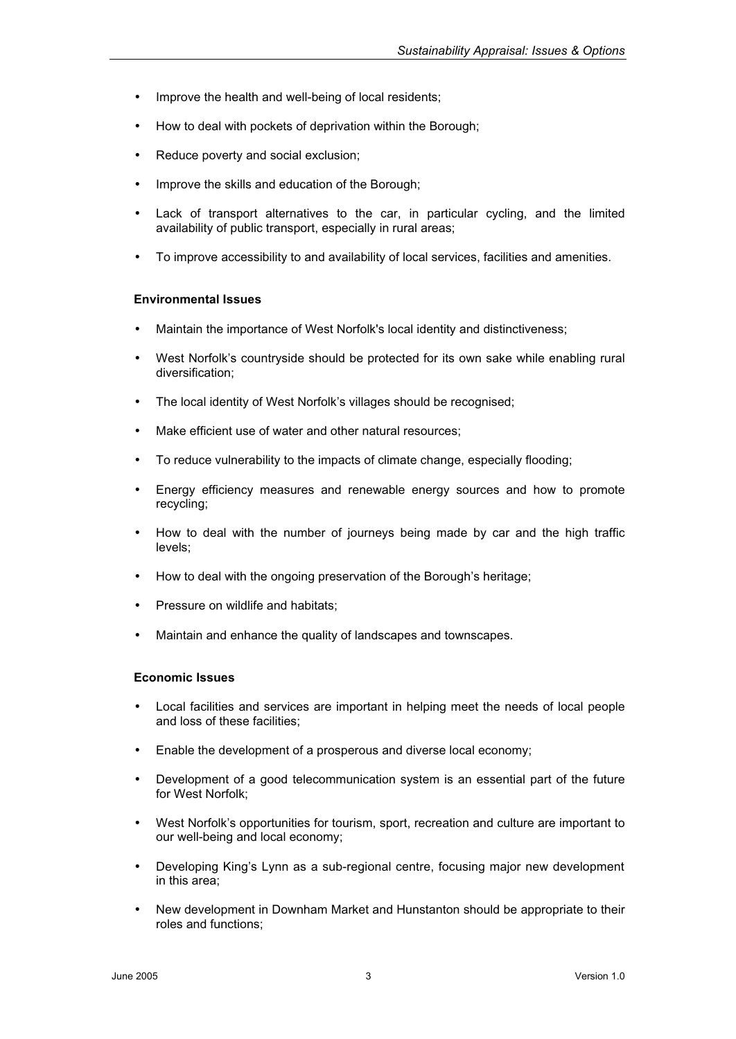- Improve the health and well-being of local residents;
- How to deal with pockets of deprivation within the Borough;
- Reduce poverty and social exclusion;
- Improve the skills and education of the Borough;
- Lack of transport alternatives to the car, in particular cycling, and the limited availability of public transport, especially in rural areas;
- To improve accessibility to and availability of local services, facilities and amenities.

**Environmental Issues**

- Maintain the importance of West Norfolk's local identity and distinctiveness;
- West Norfolk's countryside should be protected for its own sake while enabling rural diversification;
- The local identity of West Norfolk's villages should be recognised;
- Make efficient use of water and other natural resources;
- To reduce vulnerability to the impacts of climate change, especially flooding;
- Energy efficiency measures and renewable energy sources and how to promote recycling;
- How to deal with the number of journeys being made by car and the high traffic levels;
- How to deal with the ongoing preservation of the Borough's heritage;
- Pressure on wildlife and habitats;
- Maintain and enhance the quality of landscapes and townscapes.

**Economic Issues**

- Local facilities and services are important in helping meet the needs of local people and loss of these facilities;
- Enable the development of a prosperous and diverse local economy;
- Development of a good telecommunication system is an essential part of the future for West Norfolk;
- West Norfolk's opportunities for tourism, sport, recreation and culture are important to our well-being and local economy;
- Developing King's Lynn as a sub-regional centre, focusing major new development in this area;
- New development in Downham Market and Hunstanton should be appropriate to their roles and functions;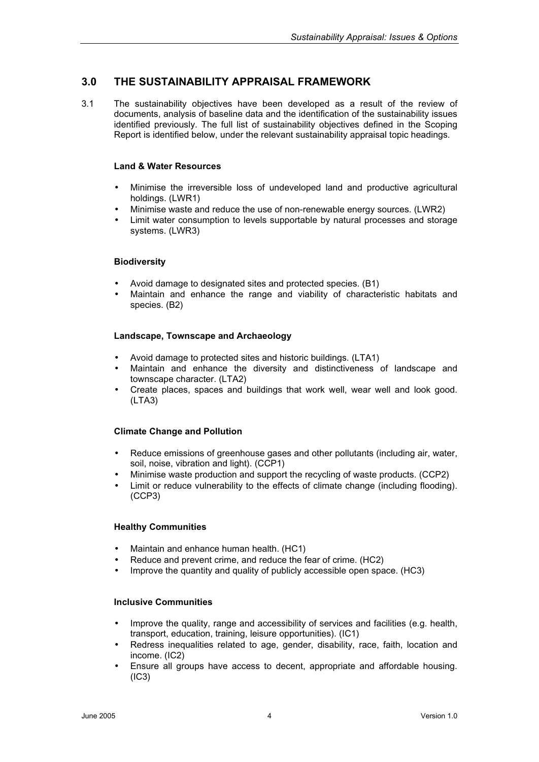## 3.0 THE SUSTAINABILITY APPRAISAL FRAMEWORK

3.1 The sustainability objectives have been developed as a result of the review of documents, analysis of baseline data and the identification of the sustainability issues identified previously. The full list of sustainability objectives defined in the Scoping Report is identified below, under the relevant sustainability appraisal topic headings.

**Land & Water Resources**

- Minimise the irreversible loss of undeveloped land and productive agricultural holdings. (LWR1)
- Minimise waste and reduce the use of non-renewable energy sources. (LWR2)
- Limit water consumption to levels supportable by natural processes and storage systems. (LWR3)

**Biodiversity**

- Avoid damage to designated sites and protected species. (B1)
- Maintain and enhance the range and viability of characteristic habitats and species. (B2)

**Landscape, Townscape and Archaeology**

- Avoid damage to protected sites and historic buildings. (LTA1)
- Maintain and enhance the diversity and distinctiveness of landscape and townscape character. (LTA2)
- Create places, spaces and buildings that work well, wear well and look good. (LTA3)

**Climate Change and Pollution**

- Reduce emissions of greenhouse gases and other pollutants (including air, water, soil, noise, vibration and light). (CCP1)
- Minimise waste production and support the recycling of waste products. (CCP2)
- Limit or reduce vulnerability to the effects of climate change (including flooding). (CCP3)

**Healthy Communities**

- Maintain and enhance human health. (HC1)
- Reduce and prevent crime, and reduce the fear of crime. (HC2)
- Improve the quantity and quality of publicly accessible open space. (HC3)

**Inclusive Communities**

- Improve the quality, range and accessibility of services and facilities (e.g. health, transport, education, training, leisure opportunities). (IC1)
- Redress inequalities related to age, gender, disability, race, faith, location and income. (IC2)
- Ensure all groups have access to decent, appropriate and affordable housing. (IC3)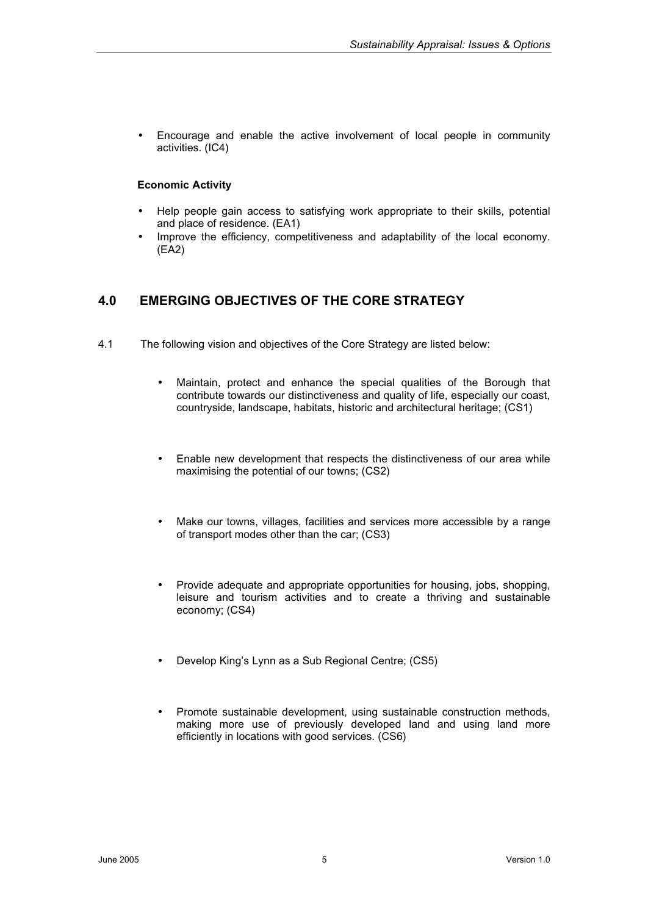- Encourage and enable the active involvement of local people in community activities. (IC4)

**Economic Activity**

- Help people gain access to satisfying work appropriate to their skills, potential and place of residence. (EA1)
- Improve the efficiency, competitiveness and adaptability of the local economy. (EA2)

## 4.0 EMERGING OBJECTIVES OF THE CORE STRATEGY

4.1 The following vision and objectives of the Core Strategy are listed below:

- Maintain, protect and enhance the special qualities of the Borough that contribute towards our distinctiveness and quality of life, especially our coast, countryside, landscape, habitats, historic and architectural heritage; (CS1)

- Enable new development that respects the distinctiveness of our area while maximising the potential of our towns; (CS2)

- Make our towns, villages, facilities and services more accessible by a range of transport modes other than the car; (CS3)

- Provide adequate and appropriate opportunities for housing, jobs, shopping, leisure and tourism activities and to create a thriving and sustainable economy; (CS4)

- Develop King's Lynn as a Sub Regional Centre; (CS5)

- Promote sustainable development, using sustainable construction methods, making more use of previously developed land and using land more efficiently in locations with good services. (CS6)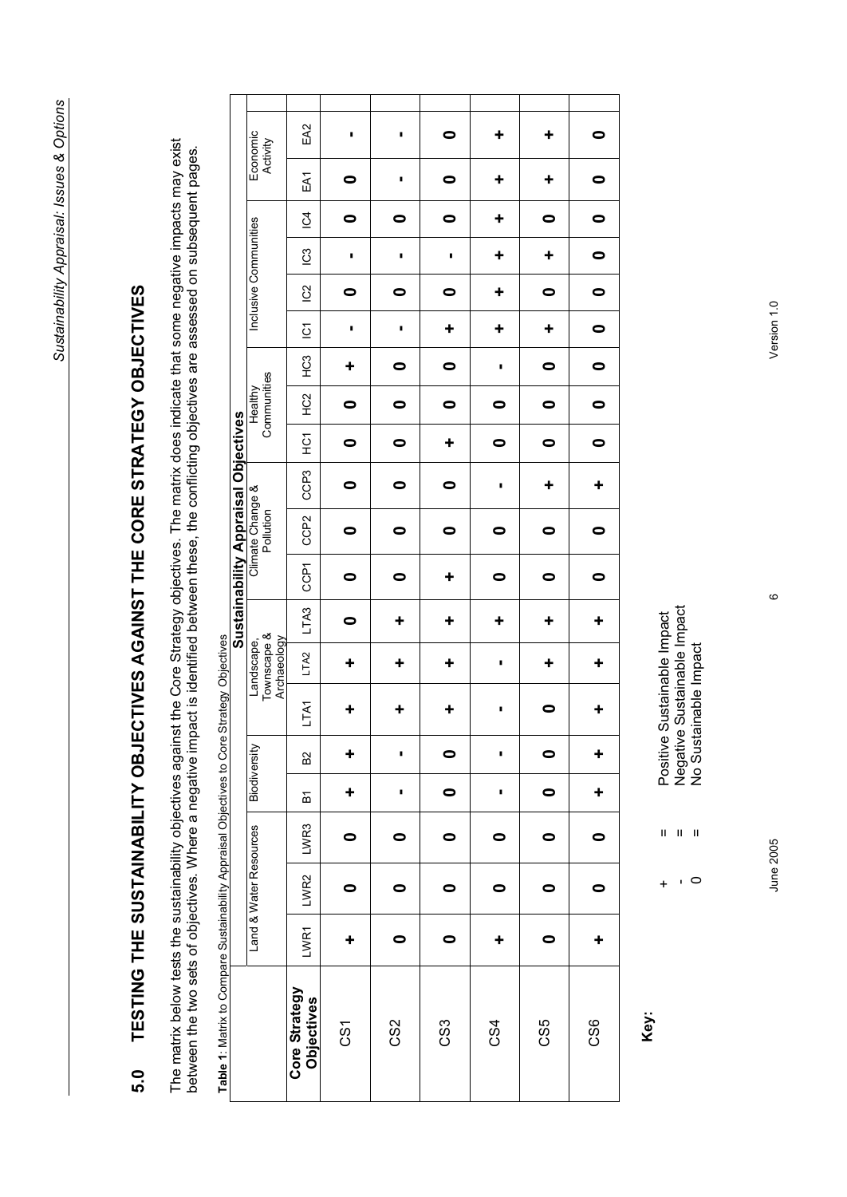# 5.0 TESTING THE SUSTAINABILITY OBJECTIVES AGAINST THE CORE STRATEGY OBJECTIVES

The matrix below tests the sustainability objectives against the Core Strategy objectives. The matrix does indicate that some negative impacts may exist between the two sets of objectives. Where a negative impact is identified between these, the conflicting objectives are assessed on subsequent pages.

**Table 1**: Matrix to Compare Sustainability Appraisal Objectives to Core Strategy Objectives

| | **Sustainability Appraisal Objectives** | | | | | | | | | | | | | | | | | | | |
|---|---|---|---|---|---|---|---|---|---|---|---|---|---|---|---|---|---|---|---|---|
| | Land & Water Resources | | | Biodiversity | | Landscape, Townscape & Archaeology | | | Climate Change & Pollution | | | Healthy Communities | | | Inclusive Communities | | | | Economic Activity | |
| **Core Strategy Objectives** | LWR1 | LWR2 | LWR3 | B1 | B2 | LTA1 | LTA2 | LTA3 | CCP1 | CCP2 | CCP3 | HC1 | HC2 | HC3 | IC1 | IC2 | IC3 | IC4 | EA1 | EA2 |
| CS1 | + | 0 | 0 | + | + | + | + | 0 | 0 | 0 | 0 | 0 | 0 | + | - | 0 | - | 0 | 0 | - |
| CS2 | 0 | 0 | 0 | - | - | + | + | + | 0 | 0 | 0 | 0 | 0 | 0 | - | 0 | - | 0 | - | - |
| CS3 | 0 | 0 | 0 | 0 | 0 | + | + | + | + | 0 | 0 | + | 0 | 0 | + | 0 | - | 0 | 0 | 0 |
| CS4 | + | 0 | 0 | - | - | - | - | + | 0 | 0 | - | 0 | 0 | - | + | + | + | + | + | + |
| CS5 | 0 | 0 | 0 | 0 | 0 | 0 | + | + | 0 | 0 | + | 0 | 0 | 0 | + | 0 | + | 0 | + | + |
| CS6 | + | 0 | 0 | + | + | + | + | + | 0 | 0 | + | 0 | 0 | 0 | 0 | 0 | 0 | 0 | 0 | 0 |

**Key:**

+ = Positive Sustainable Impact
- = Negative Sustainable Impact
0 = No Sustainable Impact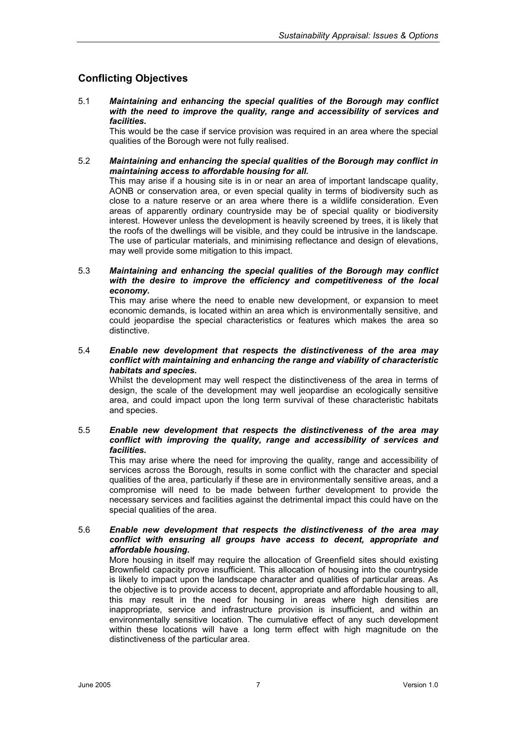## Conflicting Objectives

5.1 ***Maintaining and enhancing the special qualities of the Borough may conflict with the need to improve the quality, range and accessibility of services and facilities.***
This would be the case if service provision was required in an area where the special qualities of the Borough were not fully realised.

5.2 ***Maintaining and enhancing the special qualities of the Borough may conflict in maintaining access to affordable housing for all.***
This may arise if a housing site is in or near an area of important landscape quality, AONB or conservation area, or even special quality in terms of biodiversity such as close to a nature reserve or an area where there is a wildlife consideration. Even areas of apparently ordinary countryside may be of special quality or biodiversity interest. However unless the development is heavily screened by trees, it is likely that the roofs of the dwellings will be visible, and they could be intrusive in the landscape. The use of particular materials, and minimising reflectance and design of elevations, may well provide some mitigation to this impact.

5.3 ***Maintaining and enhancing the special qualities of the Borough may conflict with the desire to improve the efficiency and competitiveness of the local economy.***
This may arise where the need to enable new development, or expansion to meet economic demands, is located within an area which is environmentally sensitive, and could jeopardise the special characteristics or features which makes the area so distinctive.

5.4 ***Enable new development that respects the distinctiveness of the area may conflict with maintaining and enhancing the range and viability of characteristic habitats and species.***
Whilst the development may well respect the distinctiveness of the area in terms of design, the scale of the development may well jeopardise an ecologically sensitive area, and could impact upon the long term survival of these characteristic habitats and species.

5.5 ***Enable new development that respects the distinctiveness of the area may conflict with improving the quality, range and accessibility of services and facilities.***
This may arise where the need for improving the quality, range and accessibility of services across the Borough, results in some conflict with the character and special qualities of the area, particularly if these are in environmentally sensitive areas, and a compromise will need to be made between further development to provide the necessary services and facilities against the detrimental impact this could have on the special qualities of the area.

5.6 ***Enable new development that respects the distinctiveness of the area may conflict with ensuring all groups have access to decent, appropriate and affordable housing.***
More housing in itself may require the allocation of Greenfield sites should existing Brownfield capacity prove insufficient. This allocation of housing into the countryside is likely to impact upon the landscape character and qualities of particular areas. As the objective is to provide access to decent, appropriate and affordable housing to all, this may result in the need for housing in areas where high densities are inappropriate, service and infrastructure provision is insufficient, and within an environmentally sensitive location. The cumulative effect of any such development within these locations will have a long term effect with high magnitude on the distinctiveness of the particular area.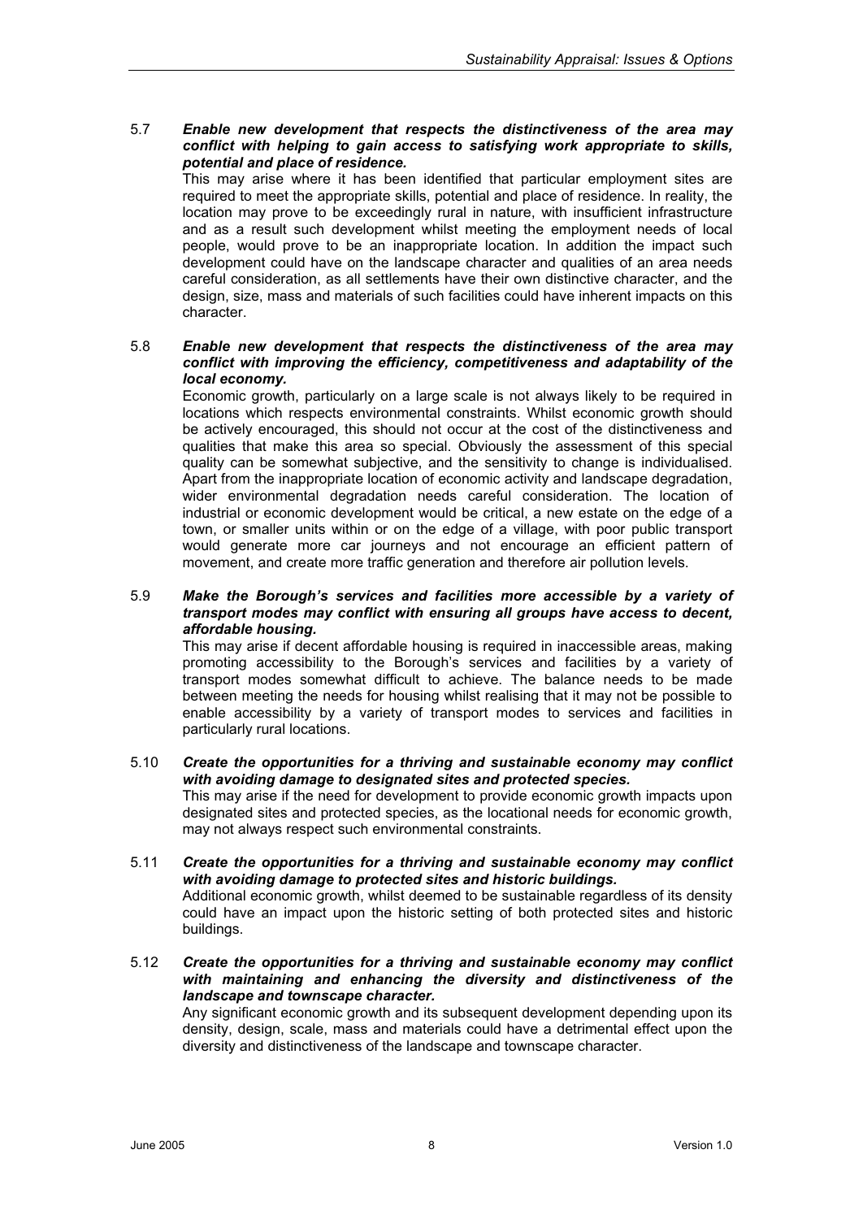5.7 ***Enable new development that respects the distinctiveness of the area may conflict with helping to gain access to satisfying work appropriate to skills, potential and place of residence.***
This may arise where it has been identified that particular employment sites are required to meet the appropriate skills, potential and place of residence. In reality, the location may prove to be exceedingly rural in nature, with insufficient infrastructure and as a result such development whilst meeting the employment needs of local people, would prove to be an inappropriate location. In addition the impact such development could have on the landscape character and qualities of an area needs careful consideration, as all settlements have their own distinctive character, and the design, size, mass and materials of such facilities could have inherent impacts on this character.

5.8 ***Enable new development that respects the distinctiveness of the area may conflict with improving the efficiency, competitiveness and adaptability of the local economy.***
Economic growth, particularly on a large scale is not always likely to be required in locations which respects environmental constraints. Whilst economic growth should be actively encouraged, this should not occur at the cost of the distinctiveness and qualities that make this area so special. Obviously the assessment of this special quality can be somewhat subjective, and the sensitivity to change is individualised. Apart from the inappropriate location of economic activity and landscape degradation, wider environmental degradation needs careful consideration. The location of industrial or economic development would be critical, a new estate on the edge of a town, or smaller units within or on the edge of a village, with poor public transport would generate more car journeys and not encourage an efficient pattern of movement, and create more traffic generation and therefore air pollution levels.

5.9 ***Make the Borough's services and facilities more accessible by a variety of transport modes may conflict with ensuring all groups have access to decent, affordable housing.***
This may arise if decent affordable housing is required in inaccessible areas, making promoting accessibility to the Borough's services and facilities by a variety of transport modes somewhat difficult to achieve. The balance needs to be made between meeting the needs for housing whilst realising that it may not be possible to enable accessibility by a variety of transport modes to services and facilities in particularly rural locations.

5.10 ***Create the opportunities for a thriving and sustainable economy may conflict with avoiding damage to designated sites and protected species.***
This may arise if the need for development to provide economic growth impacts upon designated sites and protected species, as the locational needs for economic growth, may not always respect such environmental constraints.

5.11 ***Create the opportunities for a thriving and sustainable economy may conflict with avoiding damage to protected sites and historic buildings.***
Additional economic growth, whilst deemed to be sustainable regardless of its density could have an impact upon the historic setting of both protected sites and historic buildings.

5.12 ***Create the opportunities for a thriving and sustainable economy may conflict with maintaining and enhancing the diversity and distinctiveness of the landscape and townscape character.***
Any significant economic growth and its subsequent development depending upon its density, design, scale, mass and materials could have a detrimental effect upon the diversity and distinctiveness of the landscape and townscape character.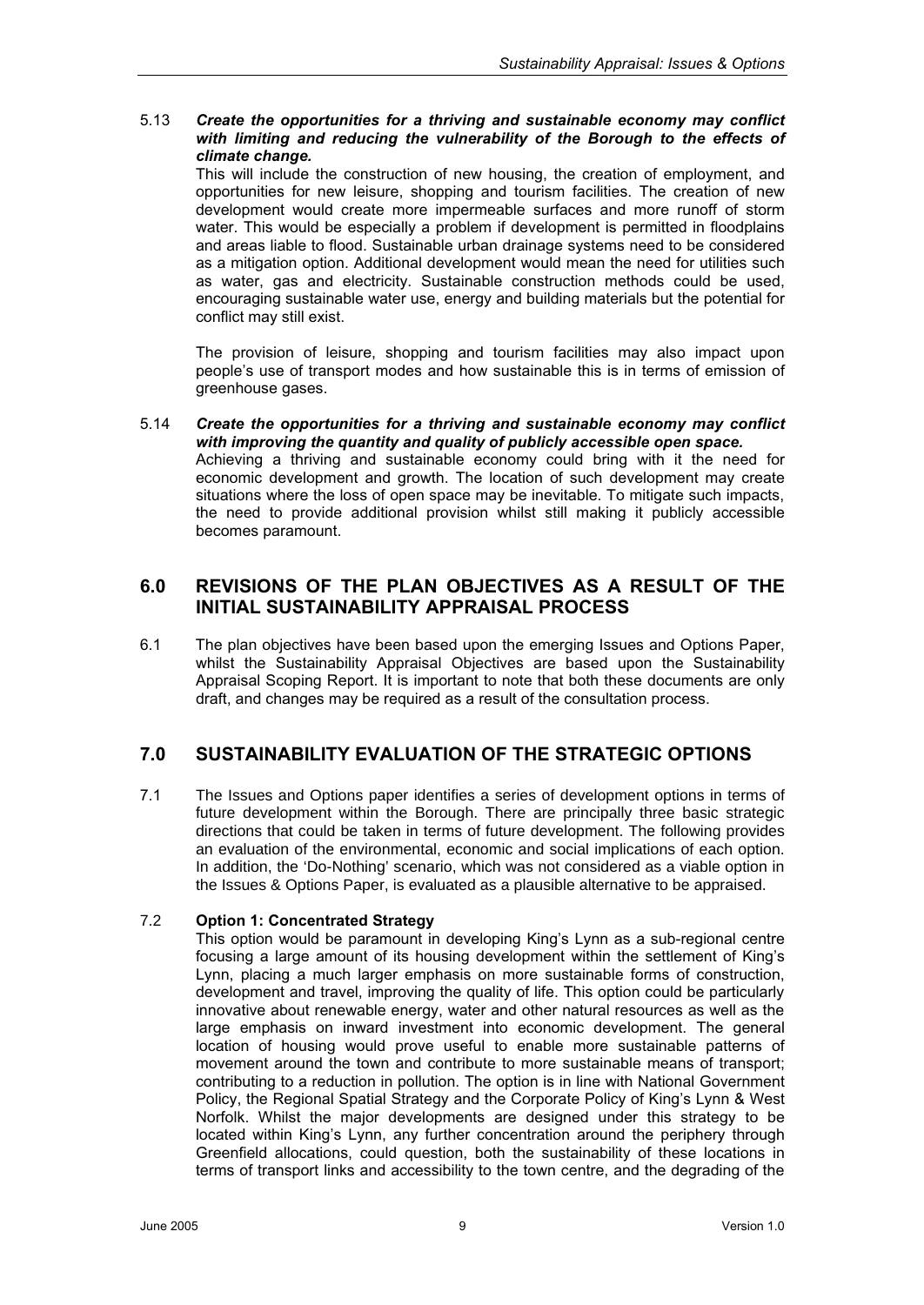5.13 ***Create the opportunities for a thriving and sustainable economy may conflict with limiting and reducing the vulnerability of the Borough to the effects of climate change.***

This will include the construction of new housing, the creation of employment, and opportunities for new leisure, shopping and tourism facilities. The creation of new development would create more impermeable surfaces and more runoff of storm water. This would be especially a problem if development is permitted in floodplains and areas liable to flood. Sustainable urban drainage systems need to be considered as a mitigation option. Additional development would mean the need for utilities such as water, gas and electricity. Sustainable construction methods could be used, encouraging sustainable water use, energy and building materials but the potential for conflict may still exist.

The provision of leisure, shopping and tourism facilities may also impact upon people's use of transport modes and how sustainable this is in terms of emission of greenhouse gases.

5.14 ***Create the opportunities for a thriving and sustainable economy may conflict with improving the quantity and quality of publicly accessible open space.***

Achieving a thriving and sustainable economy could bring with it the need for economic development and growth. The location of such development may create situations where the loss of open space may be inevitable. To mitigate such impacts, the need to provide additional provision whilst still making it publicly accessible becomes paramount.

## 6.0 REVISIONS OF THE PLAN OBJECTIVES AS A RESULT OF THE INITIAL SUSTAINABILITY APPRAISAL PROCESS

6.1 The plan objectives have been based upon the emerging Issues and Options Paper, whilst the Sustainability Appraisal Objectives are based upon the Sustainability Appraisal Scoping Report. It is important to note that both these documents are only draft, and changes may be required as a result of the consultation process.

## 7.0 SUSTAINABILITY EVALUATION OF THE STRATEGIC OPTIONS

7.1 The Issues and Options paper identifies a series of development options in terms of future development within the Borough. There are principally three basic strategic directions that could be taken in terms of future development. The following provides an evaluation of the environmental, economic and social implications of each option. In addition, the 'Do-Nothing' scenario, which was not considered as a viable option in the Issues & Options Paper, is evaluated as a plausible alternative to be appraised.

7.2 **Option 1: Concentrated Strategy**

This option would be paramount in developing King's Lynn as a sub-regional centre focusing a large amount of its housing development within the settlement of King's Lynn, placing a much larger emphasis on more sustainable forms of construction, development and travel, improving the quality of life. This option could be particularly innovative about renewable energy, water and other natural resources as well as the large emphasis on inward investment into economic development. The general location of housing would prove useful to enable more sustainable patterns of movement around the town and contribute to more sustainable means of transport; contributing to a reduction in pollution. The option is in line with National Government Policy, the Regional Spatial Strategy and the Corporate Policy of King's Lynn & West Norfolk. Whilst the major developments are designed under this strategy to be located within King's Lynn, any further concentration around the periphery through Greenfield allocations, could question, both the sustainability of these locations in terms of transport links and accessibility to the town centre, and the degrading of the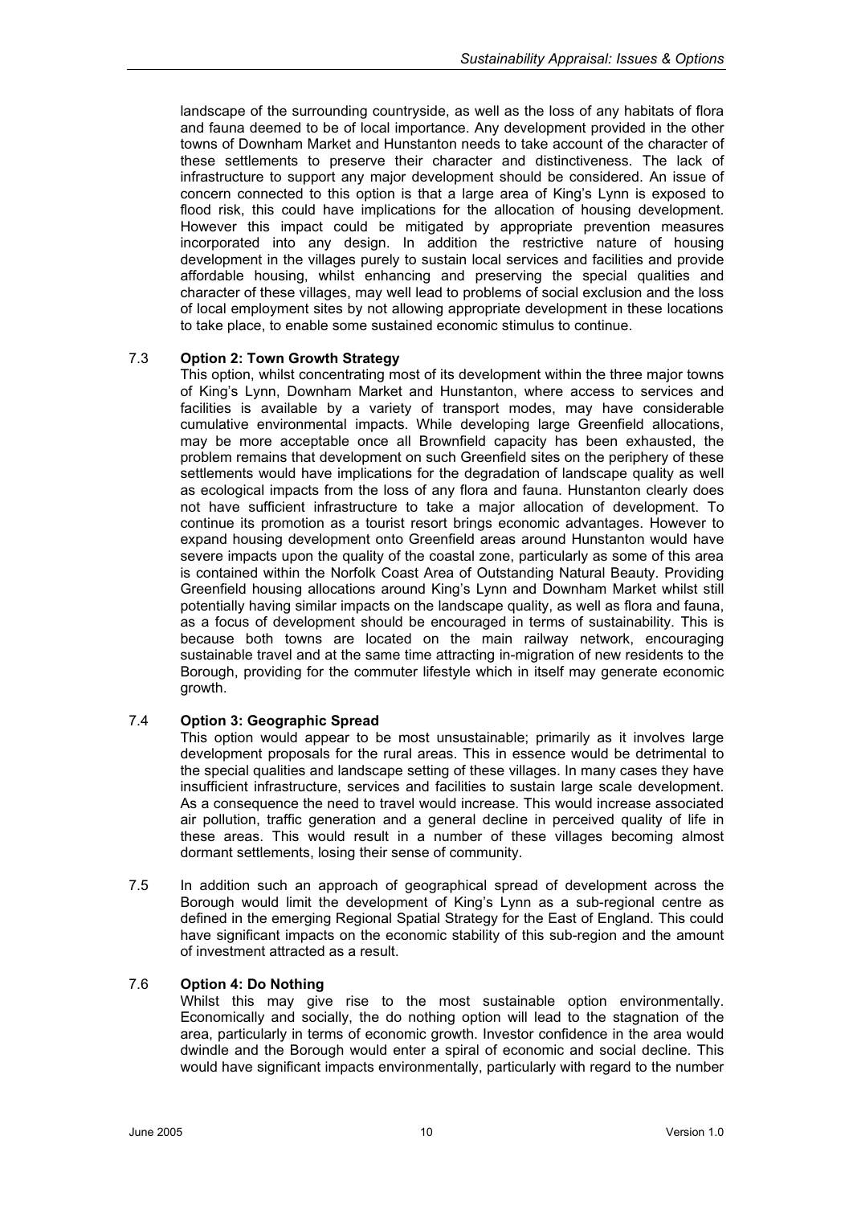landscape of the surrounding countryside, as well as the loss of any habitats of flora and fauna deemed to be of local importance. Any development provided in the other towns of Downham Market and Hunstanton needs to take account of the character of these settlements to preserve their character and distinctiveness. The lack of infrastructure to support any major development should be considered. An issue of concern connected to this option is that a large area of King's Lynn is exposed to flood risk, this could have implications for the allocation of housing development. However this impact could be mitigated by appropriate prevention measures incorporated into any design. In addition the restrictive nature of housing development in the villages purely to sustain local services and facilities and provide affordable housing, whilst enhancing and preserving the special qualities and character of these villages, may well lead to problems of social exclusion and the loss of local employment sites by not allowing appropriate development in these locations to take place, to enable some sustained economic stimulus to continue.

7.3 **Option 2: Town Growth Strategy**

This option, whilst concentrating most of its development within the three major towns of King's Lynn, Downham Market and Hunstanton, where access to services and facilities is available by a variety of transport modes, may have considerable cumulative environmental impacts. While developing large Greenfield allocations, may be more acceptable once all Brownfield capacity has been exhausted, the problem remains that development on such Greenfield sites on the periphery of these settlements would have implications for the degradation of landscape quality as well as ecological impacts from the loss of any flora and fauna. Hunstanton clearly does not have sufficient infrastructure to take a major allocation of development. To continue its promotion as a tourist resort brings economic advantages. However to expand housing development onto Greenfield areas around Hunstanton would have severe impacts upon the quality of the coastal zone, particularly as some of this area is contained within the Norfolk Coast Area of Outstanding Natural Beauty. Providing Greenfield housing allocations around King's Lynn and Downham Market whilst still potentially having similar impacts on the landscape quality, as well as flora and fauna, as a focus of development should be encouraged in terms of sustainability. This is because both towns are located on the main railway network, encouraging sustainable travel and at the same time attracting in-migration of new residents to the Borough, providing for the commuter lifestyle which in itself may generate economic growth.

7.4 **Option 3: Geographic Spread**

This option would appear to be most unsustainable; primarily as it involves large development proposals for the rural areas. This in essence would be detrimental to the special qualities and landscape setting of these villages. In many cases they have insufficient infrastructure, services and facilities to sustain large scale development. As a consequence the need to travel would increase. This would increase associated air pollution, traffic generation and a general decline in perceived quality of life in these areas. This would result in a number of these villages becoming almost dormant settlements, losing their sense of community.

7.5 In addition such an approach of geographical spread of development across the Borough would limit the development of King's Lynn as a sub-regional centre as defined in the emerging Regional Spatial Strategy for the East of England. This could have significant impacts on the economic stability of this sub-region and the amount of investment attracted as a result.

7.6 **Option 4: Do Nothing**

Whilst this may give rise to the most sustainable option environmentally. Economically and socially, the do nothing option will lead to the stagnation of the area, particularly in terms of economic growth. Investor confidence in the area would dwindle and the Borough would enter a spiral of economic and social decline. This would have significant impacts environmentally, particularly with regard to the number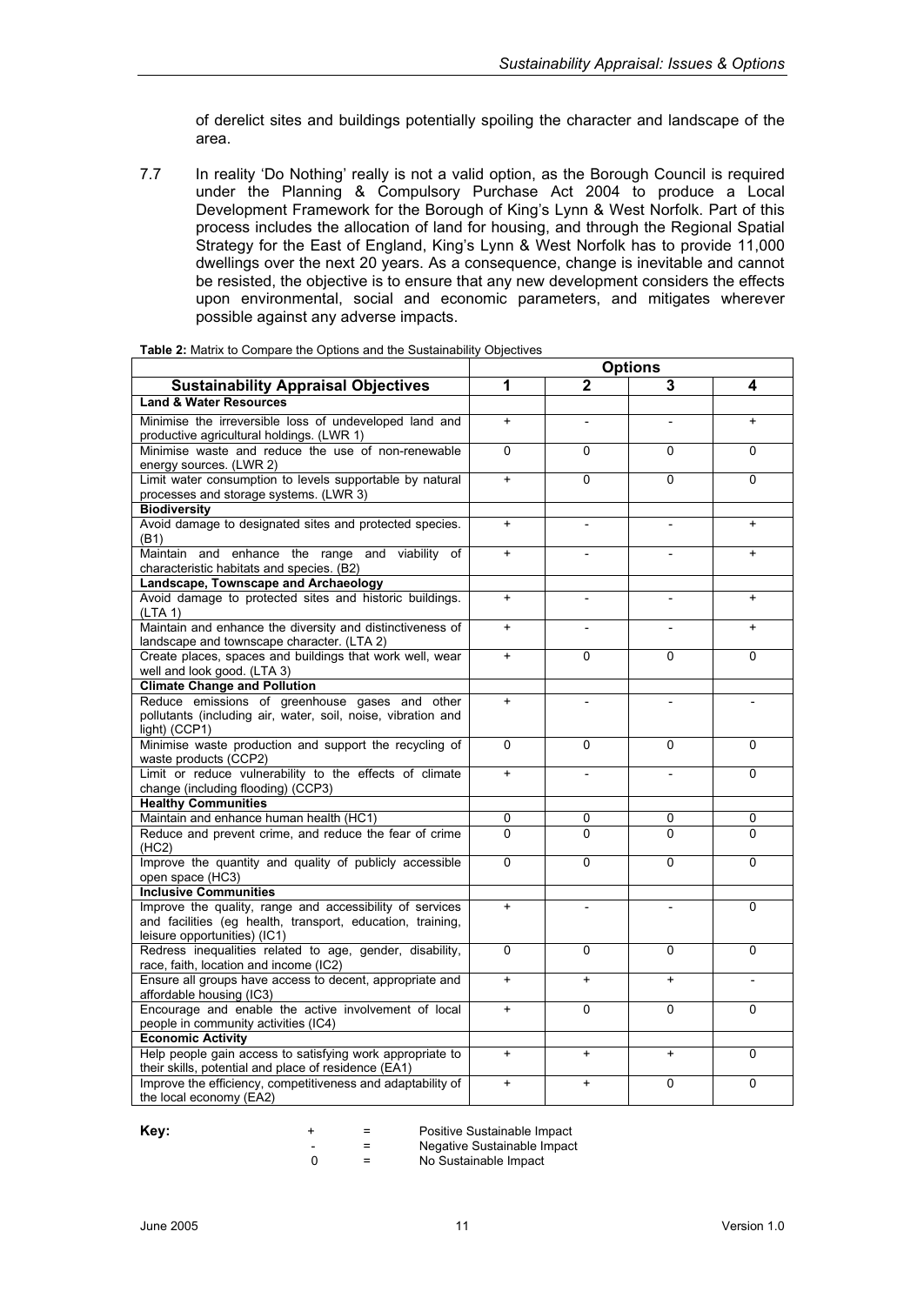of derelict sites and buildings potentially spoiling the character and landscape of the area.

7.7 In reality 'Do Nothing' really is not a valid option, as the Borough Council is required under the Planning & Compulsory Purchase Act 2004 to produce a Local Development Framework for the Borough of King's Lynn & West Norfolk. Part of this process includes the allocation of land for housing, and through the Regional Spatial Strategy for the East of England, King's Lynn & West Norfolk has to provide 11,000 dwellings over the next 20 years. As a consequence, change is inevitable and cannot be resisted, the objective is to ensure that any new development considers the effects upon environmental, social and economic parameters, and mitigates wherever possible against any adverse impacts.

**Table 2:** Matrix to Compare the Options and the Sustainability Objectives

| | Options | | | |
|---|---|---|---|---|
| **Sustainability Appraisal Objectives** | **1** | **2** | **3** | **4** |
| **Land & Water Resources** | | | | |
| Minimise the irreversible loss of undeveloped land and productive agricultural holdings. (LWR 1) | + | - | - | + |
| Minimise waste and reduce the use of non-renewable energy sources. (LWR 2) | 0 | 0 | 0 | 0 |
| Limit water consumption to levels supportable by natural processes and storage systems. (LWR 3) | + | 0 | 0 | 0 |
| **Biodiversity** | | | | |
| Avoid damage to designated sites and protected species. (B1) | + | - | - | + |
| Maintain and enhance the range and viability of characteristic habitats and species. (B2) | + | - | - | + |
| **Landscape, Townscape and Archaeology** | | | | |
| Avoid damage to protected sites and historic buildings. (LTA 1) | + | - | - | + |
| Maintain and enhance the diversity and distinctiveness of landscape and townscape character. (LTA 2) | + | - | - | + |
| Create places, spaces and buildings that work well, wear well and look good. (LTA 3) | + | 0 | 0 | 0 |
| **Climate Change and Pollution** | | | | |
| Reduce emissions of greenhouse gases and other pollutants (including air, water, soil, noise, vibration and light) (CCP1) | + | - | - | - |
| Minimise waste production and support the recycling of waste products (CCP2) | 0 | 0 | 0 | 0 |
| Limit or reduce vulnerability to the effects of climate change (including flooding) (CCP3) | + | - | - | 0 |
| **Healthy Communities** | | | | |
| Maintain and enhance human health (HC1) | 0 | 0 | 0 | 0 |
| Reduce and prevent crime, and reduce the fear of crime (HC2) | 0 | 0 | 0 | 0 |
| Improve the quantity and quality of publicly accessible open space (HC3) | 0 | 0 | 0 | 0 |
| **Inclusive Communities** | | | | |
| Improve the quality, range and accessibility of services and facilities (eg health, transport, education, training, leisure opportunities) (IC1) | + | - | - | 0 |
| Redress inequalities related to age, gender, disability, race, faith, location and income (IC2) | 0 | 0 | 0 | 0 |
| Ensure all groups have access to decent, appropriate and affordable housing (IC3) | + | + | + | - |
| Encourage and enable the active involvement of local people in community activities (IC4) | + | 0 | 0 | 0 |
| **Economic Activity** | | | | |
| Help people gain access to satisfying work appropriate to their skills, potential and place of residence (EA1) | + | + | + | 0 |
| Improve the efficiency, competitiveness and adaptability of the local economy (EA2) | + | + | 0 | 0 |

**Key:**

| | | |
|---|---|---|
| + | = | Positive Sustainable Impact |
| - | = | Negative Sustainable Impact |
| 0 | = | No Sustainable Impact |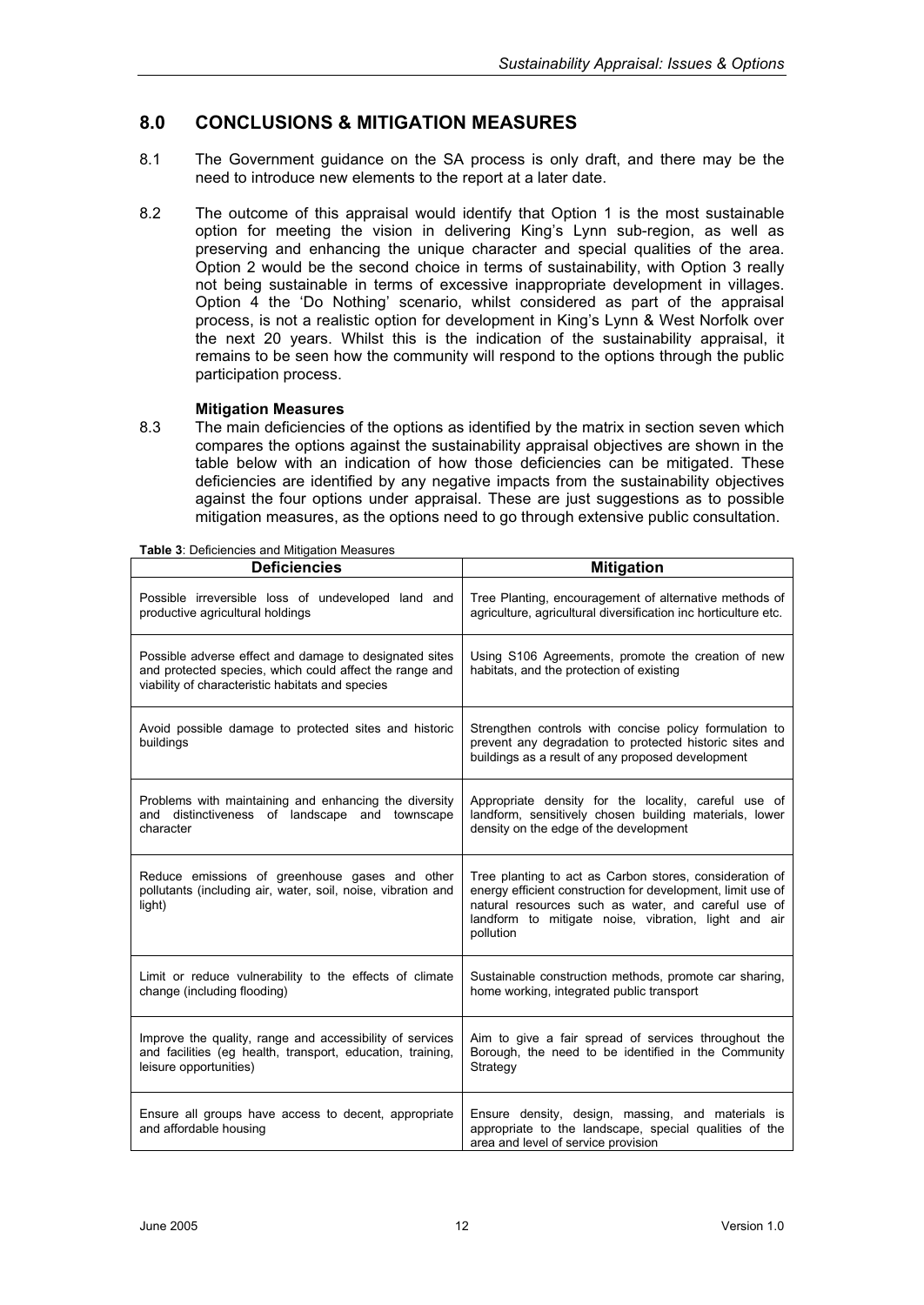## 8.0 CONCLUSIONS & MITIGATION MEASURES

8.1 The Government guidance on the SA process is only draft, and there may be the need to introduce new elements to the report at a later date.

8.2 The outcome of this appraisal would identify that Option 1 is the most sustainable option for meeting the vision in delivering King's Lynn sub-region, as well as preserving and enhancing the unique character and special qualities of the area. Option 2 would be the second choice in terms of sustainability, with Option 3 really not being sustainable in terms of excessive inappropriate development in villages. Option 4 the 'Do Nothing' scenario, whilst considered as part of the appraisal process, is not a realistic option for development in King's Lynn & West Norfolk over the next 20 years. Whilst this is the indication of the sustainability appraisal, it remains to be seen how the community will respond to the options through the public participation process.

**Mitigation Measures**

8.3 The main deficiencies of the options as identified by the matrix in section seven which compares the options against the sustainability appraisal objectives are shown in the table below with an indication of how those deficiencies can be mitigated. These deficiencies are identified by any negative impacts from the sustainability objectives against the four options under appraisal. These are just suggestions as to possible mitigation measures, as the options need to go through extensive public consultation.

**Table 3**: Deficiencies and Mitigation Measures

| Deficiencies | Mitigation |
|---|---|
| Possible irreversible loss of undeveloped land and productive agricultural holdings | Tree Planting, encouragement of alternative methods of agriculture, agricultural diversification inc horticulture etc. |
| Possible adverse effect and damage to designated sites and protected species, which could affect the range and viability of characteristic habitats and species | Using S106 Agreements, promote the creation of new habitats, and the protection of existing |
| Avoid possible damage to protected sites and historic buildings | Strengthen controls with concise policy formulation to prevent any degradation to protected historic sites and buildings as a result of any proposed development |
| Problems with maintaining and enhancing the diversity and distinctiveness of landscape and townscape character | Appropriate density for the locality, careful use of landform, sensitively chosen building materials, lower density on the edge of the development |
| Reduce emissions of greenhouse gases and other pollutants (including air, water, soil, noise, vibration and light) | Tree planting to act as Carbon stores, consideration of energy efficient construction for development, limit use of natural resources such as water, and careful use of landform to mitigate noise, vibration, light and air pollution |
| Limit or reduce vulnerability to the effects of climate change (including flooding) | Sustainable construction methods, promote car sharing, home working, integrated public transport |
| Improve the quality, range and accessibility of services and facilities (eg health, transport, education, training, leisure opportunities) | Aim to give a fair spread of services throughout the Borough, the need to be identified in the Community Strategy |
| Ensure all groups have access to decent, appropriate and affordable housing | Ensure density, design, massing, and materials is appropriate to the landscape, special qualities of the area and level of service provision |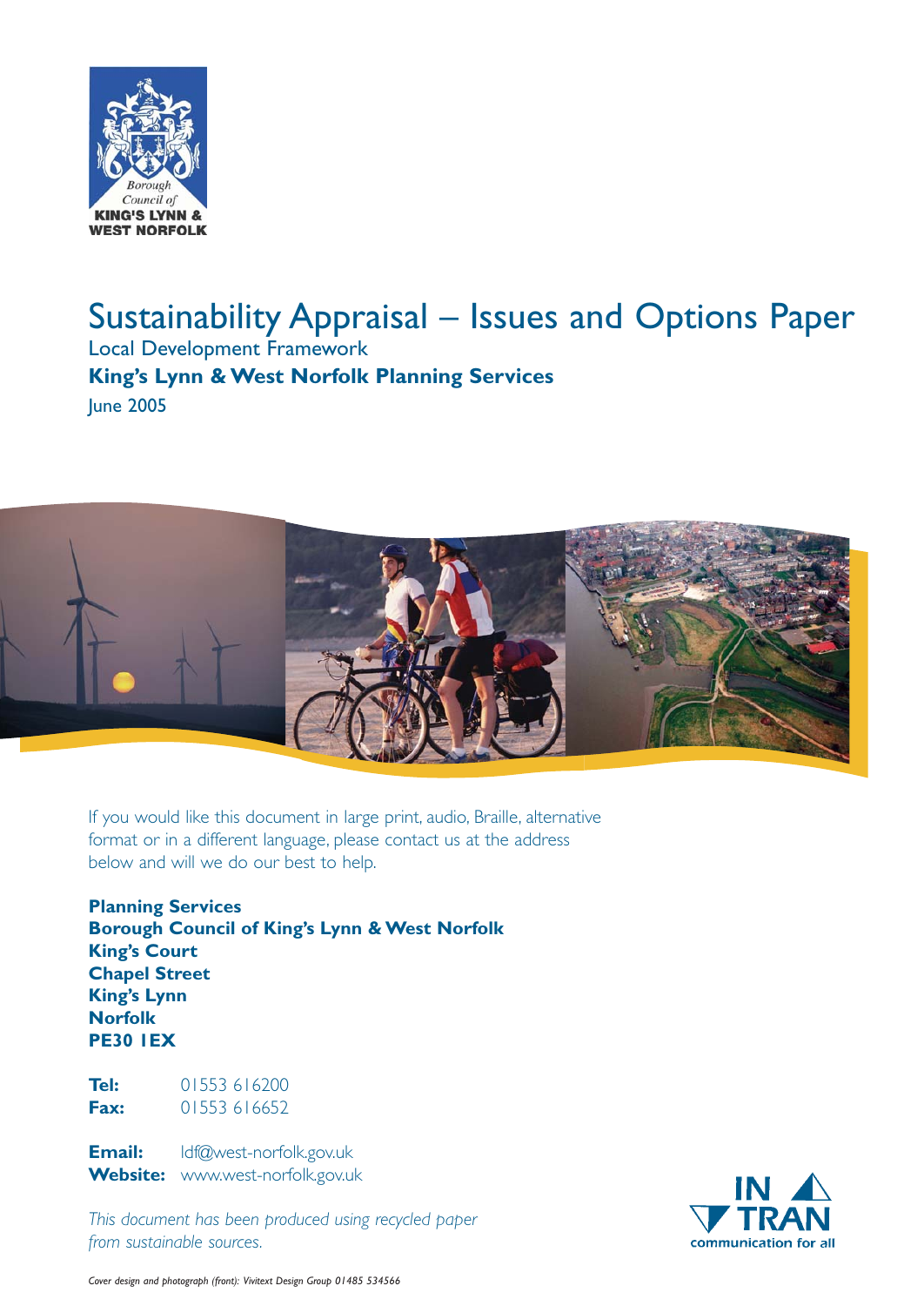Borough Council of KING'S LYNN & WEST NORFOLK

# Sustainability Appraisal – Issues and Options Paper

Local Development Framework

**King's Lynn & West Norfolk Planning Services**

June 2005

If you would like this document in large print, audio, Braille, alternative format or in a different language, please contact us at the address below and will we do our best to help.

**Planning Services**
**Borough Council of King's Lynn & West Norfolk**
**King's Court**
**Chapel Street**
**King's Lynn**
**Norfolk**
**PE30 1EX**

**Tel:** 01553 616200
**Fax:** 01553 616652

**Email:** ldf@west-norfolk.gov.uk
**Website:** www.west-norfolk.gov.uk

*This document has been produced using recycled paper from sustainable sources.*

IN TRAN communication for all

*Cover design and photograph (front): Vivitext Design Group 01485 534566*